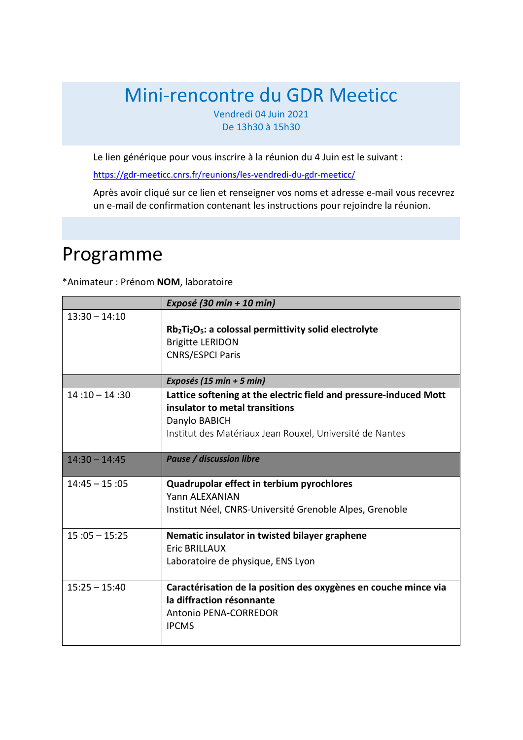# Mini-rencontre du GDR Meeticc

Vendredi 04 Juin 2021
De 13h30 à 15h30

Le lien générique pour vous inscrire à la réunion du 4 Juin est le suivant :

https://gdr-meeticc.cnrs.fr/reunions/les-vendredi-du-gdr-meeticc/

Après avoir cliqué sur ce lien et renseigner vos noms et adresse e-mail vous recevrez un e-mail de confirmation contenant les instructions pour rejoindre la réunion.

# Programme

*Animateur : Prénom **NOM**, laboratoire

| | ***Exposé (30 min + 10 min)*** |
|---|---|
| 13:30 – 14:10 | **$Rb_2Ti_2O_5$: a colossal permittivity solid electrolyte**<br>Brigitte LERIDON<br>CNRS/ESPCI Paris |
| | ***Exposés (15 min + 5 min)*** |
| 14 :10 – 14 :30 | **Lattice softening at the electric field and pressure-induced Mott insulator to metal transitions**<br>Danylo BABICH<br>Institut des Matériaux Jean Rouxel, Université de Nantes |
| 14:30 – 14:45 | ***Pause / discussion libre*** |
| 14:45 – 15 :05 | **Quadrupolar effect in terbium pyrochlores**<br>Yann ALEXANIAN<br>Institut Néel, CNRS-Université Grenoble Alpes, Grenoble |
| 15 :05 – 15:25 | **Nematic insulator in twisted bilayer graphene**<br>Eric BRILLAUX<br>Laboratoire de physique, ENS Lyon |
| 15:25 – 15:40 | **Caractérisation de la position des oxygènes en couche mince via la diffraction résonnante**<br>Antonio PENA-CORREDOR<br>IPCMS |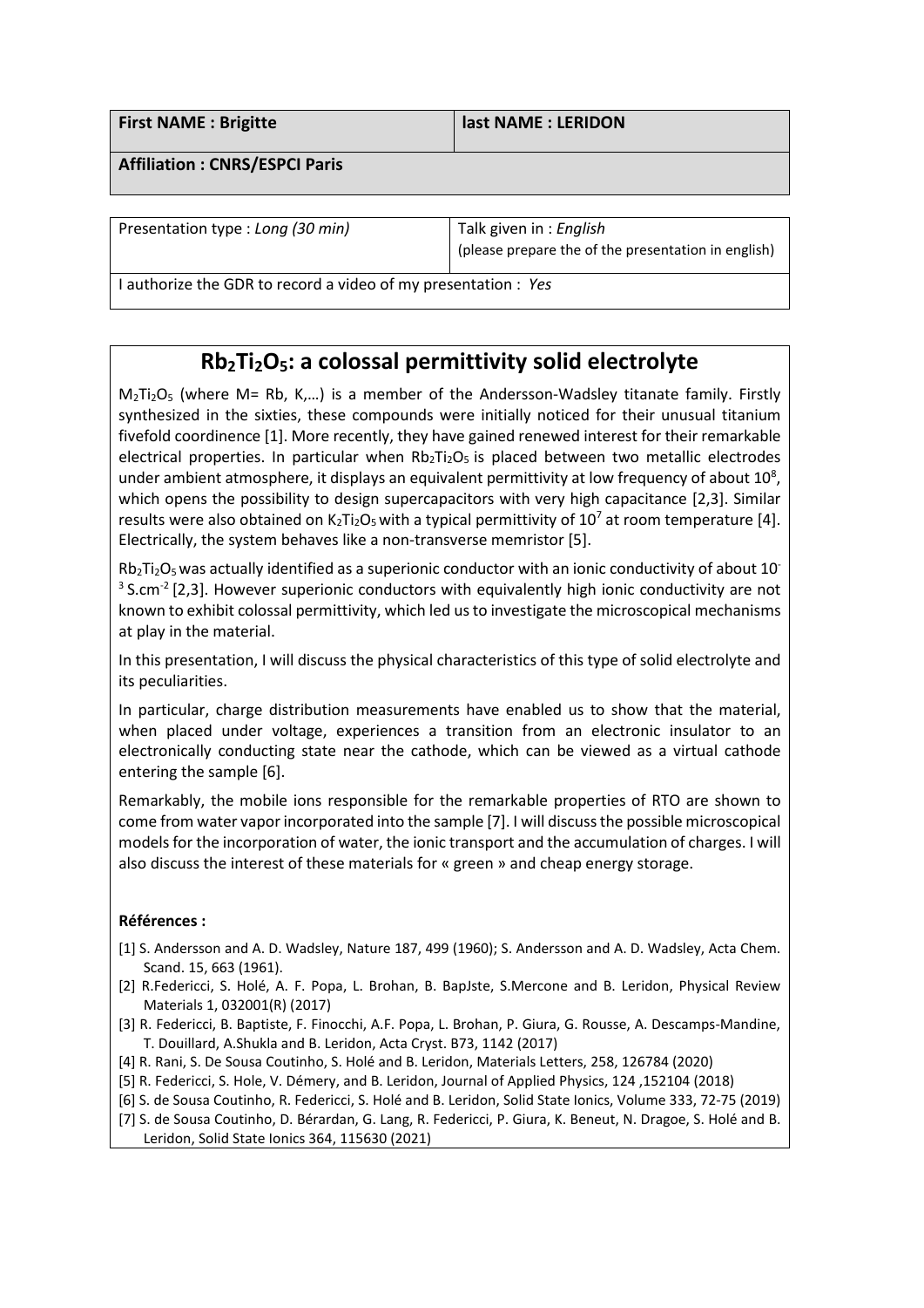| **First NAME : Brigitte** | **last NAME : LERIDON** |
| --- | --- |
| **Affiliation : CNRS/ESPCI Paris** | |

| Presentation type : *Long (30 min)* | Talk given in : *English* (please prepare the of the presentation in english) |
| --- | --- |
| I authorize the GDR to record a video of my presentation : *Yes* | |

# $Rb_2Ti_2O_5$: a colossal permittivity solid electrolyte

$M_2Ti_2O_5$ (where M= Rb, K,…) is a member of the Andersson-Wadsley titanate family. Firstly synthesized in the sixties, these compounds were initially noticed for their unusual titanium fivefold coordinence [1]. More recently, they have gained renewed interest for their remarkable electrical properties. In particular when $Rb_2Ti_2O_5$ is placed between two metallic electrodes under ambient atmosphere, it displays an equivalent permittivity at low frequency of about $10^8$, which opens the possibility to design supercapacitors with very high capacitance [2,3]. Similar results were also obtained on $K_2Ti_2O_5$ with a typical permittivity of $10^7$ at room temperature [4]. Electrically, the system behaves like a non-transverse memristor [5].

$Rb_2Ti_2O_5$ was actually identified as a superionic conductor with an ionic conductivity of about $10^{-3}$ $S.cm^{-2}$ [2,3]. However superionic conductors with equivalently high ionic conductivity are not known to exhibit colossal permittivity, which led us to investigate the microscopical mechanisms at play in the material.

In this presentation, I will discuss the physical characteristics of this type of solid electrolyte and its peculiarities.

In particular, charge distribution measurements have enabled us to show that the material, when placed under voltage, experiences a transition from an electronic insulator to an electronically conducting state near the cathode, which can be viewed as a virtual cathode entering the sample [6].

Remarkably, the mobile ions responsible for the remarkable properties of RTO are shown to come from water vapor incorporated into the sample [7]. I will discuss the possible microscopical models for the incorporation of water, the ionic transport and the accumulation of charges. I will also discuss the interest of these materials for « green » and cheap energy storage.

**Références :**

[1] S. Andersson and A. D. Wadsley, Nature 187, 499 (1960); S. Andersson and A. D. Wadsley, Acta Chem. Scand. 15, 663 (1961).

[2] R.Federicci, S. Holé, A. F. Popa, L. Brohan, B. BapJste, S.Mercone and B. Leridon, Physical Review Materials 1, 032001(R) (2017)

[3] R. Federicci, B. Baptiste, F. Finocchi, A.F. Popa, L. Brohan, P. Giura, G. Rousse, A. Descamps-Mandine, T. Douillard, A.Shukla and B. Leridon, Acta Cryst. B73, 1142 (2017)

[4] R. Rani, S. De Sousa Coutinho, S. Holé and B. Leridon, Materials Letters, 258, 126784 (2020)

[5] R. Federicci, S. Hole, V. Démery, and B. Leridon, Journal of Applied Physics, 124 ,152104 (2018)

[6] S. de Sousa Coutinho, R. Federicci, S. Holé and B. Leridon, Solid State Ionics, Volume 333, 72-75 (2019)

[7] S. de Sousa Coutinho, D. Bérardan, G. Lang, R. Federicci, P. Giura, K. Beneut, N. Dragoe, S. Holé and B. Leridon, Solid State Ionics 364, 115630 (2021)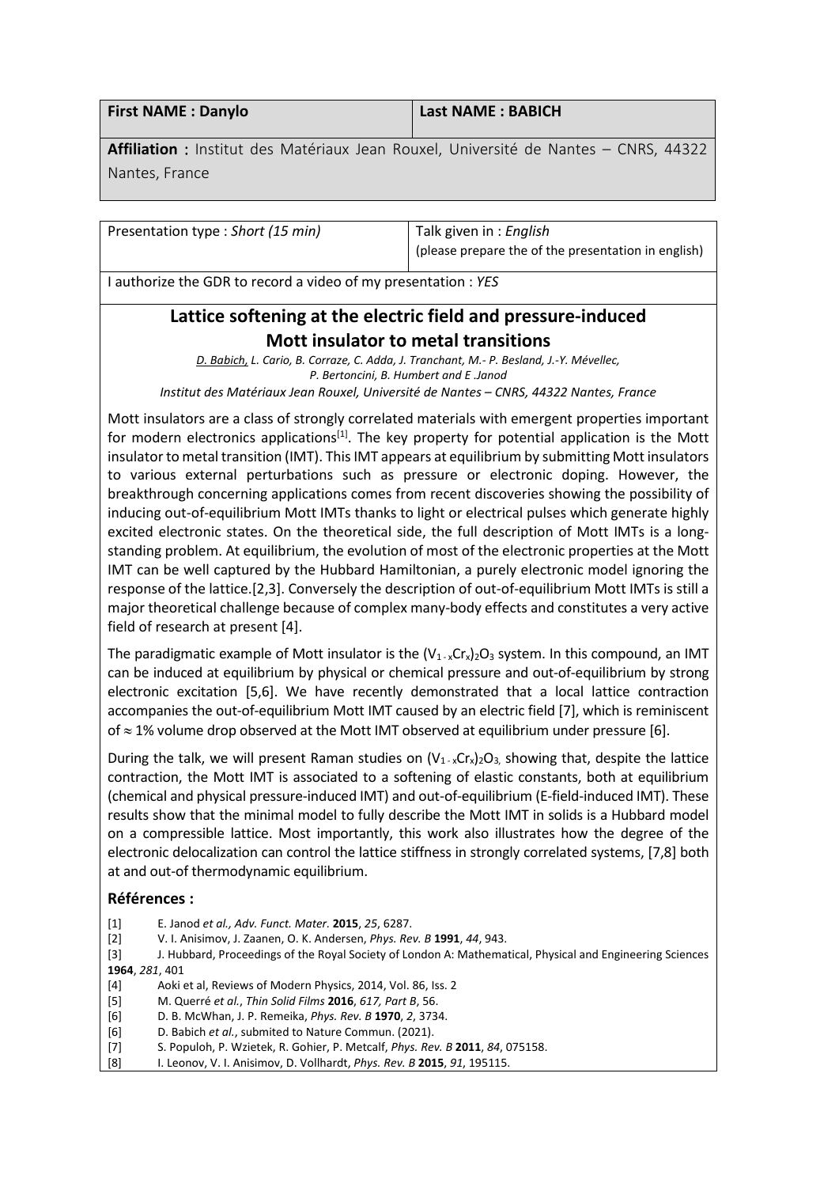| First NAME : Danylo | Last NAME : BABICH |
| --- | --- |

**Affiliation :** Institut des Matériaux Jean Rouxel, Université de Nantes – CNRS, 44322 Nantes, France

| Presentation type : *Short (15 min)* | Talk given in : *English* (please prepare the of the presentation in english) |
| --- | --- |

I authorize the GDR to record a video of my presentation : *YES*

## Lattice softening at the electric field and pressure-induced Mott insulator to metal transitions

*D. Babich, L. Cario, B. Corraze, C. Adda, J. Tranchant, M.- P. Besland, J.-Y. Mévellec, P. Bertoncini, B. Humbert and E .Janod*

*Institut des Matériaux Jean Rouxel, Université de Nantes – CNRS, 44322 Nantes, France*

Mott insulators are a class of strongly correlated materials with emergent properties important for modern electronics applications[1]. The key property for potential application is the Mott insulator to metal transition (IMT). This IMT appears at equilibrium by submitting Mott insulators to various external perturbations such as pressure or electronic doping. However, the breakthrough concerning applications comes from recent discoveries showing the possibility of inducing out-of-equilibrium Mott IMTs thanks to light or electrical pulses which generate highly excited electronic states. On the theoretical side, the full description of Mott IMTs is a long-standing problem. At equilibrium, the evolution of most of the electronic properties at the Mott IMT can be well captured by the Hubbard Hamiltonian, a purely electronic model ignoring the response of the lattice.[2,3]. Conversely the description of out-of-equilibrium Mott IMTs is still a major theoretical challenge because of complex many-body effects and constitutes a very active field of research at present [4].

The paradigmatic example of Mott insulator is the $(V_{1-x}Cr_x)_2O_3$ system. In this compound, an IMT can be induced at equilibrium by physical or chemical pressure and out-of-equilibrium by strong electronic excitation [5,6]. We have recently demonstrated that a local lattice contraction accompanies the out-of-equilibrium Mott IMT caused by an electric field [7], which is reminiscent of ≈ 1% volume drop observed at the Mott IMT observed at equilibrium under pressure [6].

During the talk, we will present Raman studies on $(V_{1-x}Cr_x)_2O_3$, showing that, despite the lattice contraction, the Mott IMT is associated to a softening of elastic constants, both at equilibrium (chemical and physical pressure-induced IMT) and out-of-equilibrium (E-field-induced IMT). These results show that the minimal model to fully describe the Mott IMT in solids is a Hubbard model on a compressible lattice. Most importantly, this work also illustrates how the degree of the electronic delocalization can control the lattice stiffness in strongly correlated systems, [7,8] both at and out-of thermodynamic equilibrium.

### Références :

[1] E. Janod *et al., Adv. Funct. Mater.* **2015**, *25*, 6287.
[2] V. I. Anisimov, J. Zaanen, O. K. Andersen, *Phys. Rev. B* **1991**, *44*, 943.
[3] J. Hubbard, Proceedings of the Royal Society of London A: Mathematical, Physical and Engineering Sciences **1964**, *281*, 401
[4] Aoki et al, Reviews of Modern Physics, 2014, Vol. 86, Iss. 2
[5] M. Querré *et al.*, *Thin Solid Films* **2016**, *617, Part B*, 56.
[6] D. B. McWhan, J. P. Remeika, *Phys. Rev. B* **1970**, *2*, 3734.
[6] D. Babich *et al.*, submited to Nature Commun. (2021).
[7] S. Populoh, P. Wzietek, R. Gohier, P. Metcalf, *Phys. Rev. B* **2011**, *84*, 075158.
[8] I. Leonov, V. I. Anisimov, D. Vollhardt, *Phys. Rev. B* **2015**, *91*, 195115.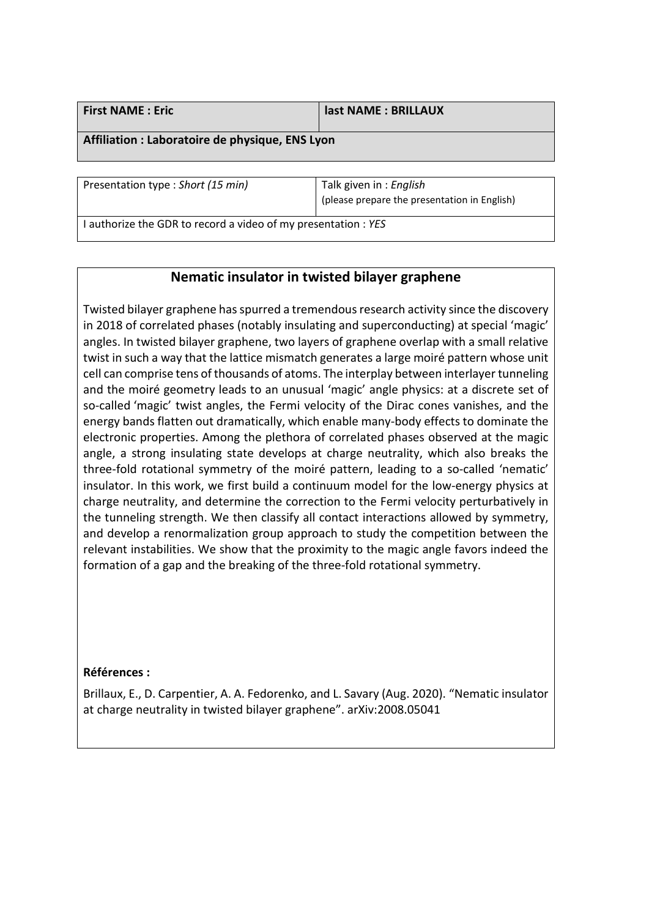| **First NAME : Eric** | **last NAME : BRILLAUX** |
| --- | --- |
| **Affiliation : Laboratoire de physique, ENS Lyon** | |

| Presentation type : *Short (15 min)* | Talk given in : *English* (please prepare the presentation in English) |
| --- | --- |
| I authorize the GDR to record a video of my presentation : *YES* | |

## Nematic insulator in twisted bilayer graphene

Twisted bilayer graphene has spurred a tremendous research activity since the discovery in 2018 of correlated phases (notably insulating and superconducting) at special 'magic' angles. In twisted bilayer graphene, two layers of graphene overlap with a small relative twist in such a way that the lattice mismatch generates a large moiré pattern whose unit cell can comprise tens of thousands of atoms. The interplay between interlayer tunneling and the moiré geometry leads to an unusual 'magic' angle physics: at a discrete set of so-called 'magic' twist angles, the Fermi velocity of the Dirac cones vanishes, and the energy bands flatten out dramatically, which enable many-body effects to dominate the electronic properties. Among the plethora of correlated phases observed at the magic angle, a strong insulating state develops at charge neutrality, which also breaks the three-fold rotational symmetry of the moiré pattern, leading to a so-called 'nematic' insulator. In this work, we first build a continuum model for the low-energy physics at charge neutrality, and determine the correction to the Fermi velocity perturbatively in the tunneling strength. We then classify all contact interactions allowed by symmetry, and develop a renormalization group approach to study the competition between the relevant instabilities. We show that the proximity to the magic angle favors indeed the formation of a gap and the breaking of the three-fold rotational symmetry.

**Références :**

Brillaux, E., D. Carpentier, A. A. Fedorenko, and L. Savary (Aug. 2020). "Nematic insulator at charge neutrality in twisted bilayer graphene". arXiv:2008.05041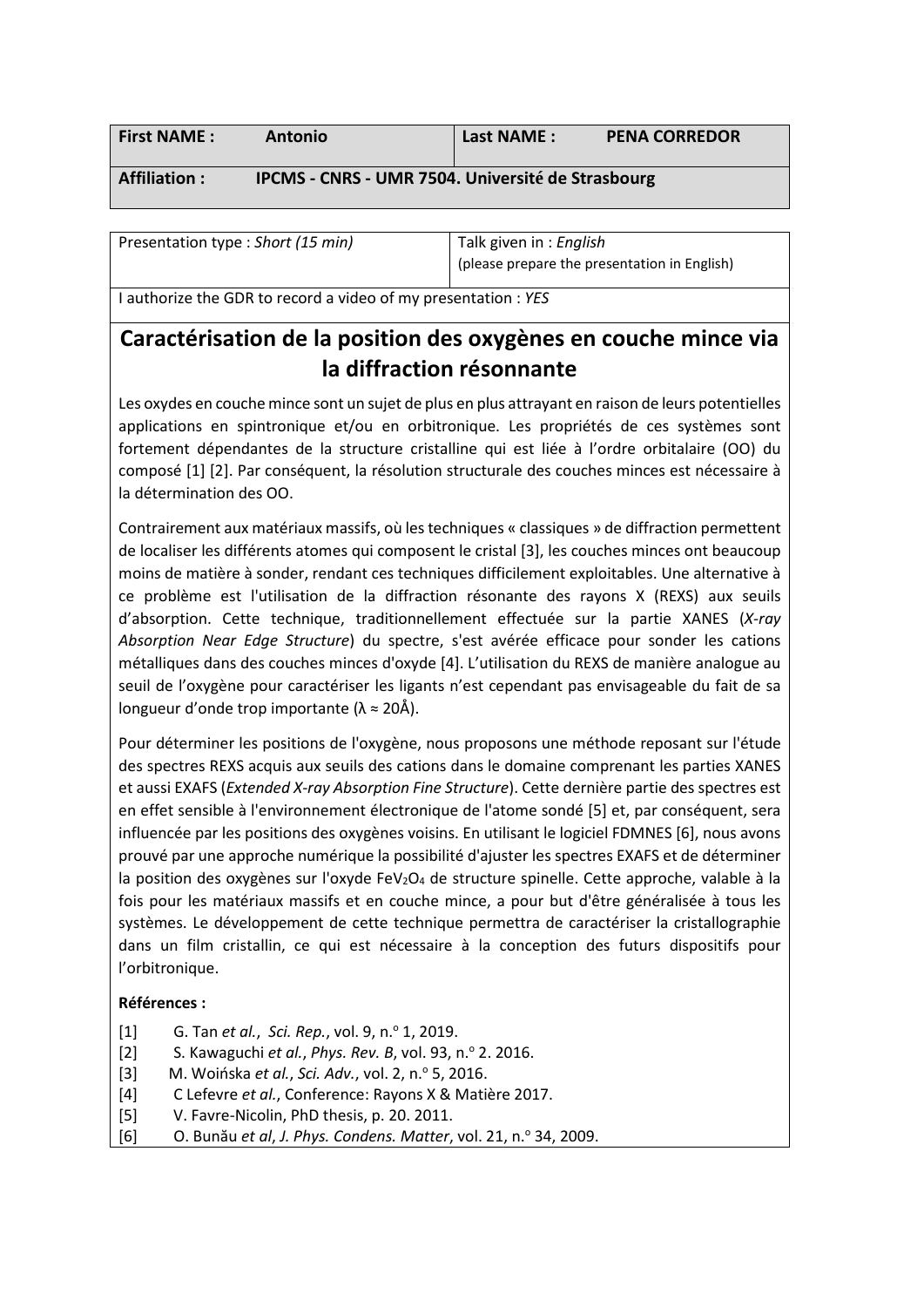| | |
|---|---|
| **First NAME : Antonio** | **Last NAME : PENA CORREDOR** |
| **Affiliation : IPCMS - CNRS - UMR 7504. Université de Strasbourg** | |

| | |
|---|---|
| Presentation type : *Short (15 min)* | Talk given in : *English* (please prepare the presentation in English) |
| I authorize the GDR to record a video of my presentation : *YES* | |

# Caractérisation de la position des oxygènes en couche mince via la diffraction résonnante

Les oxydes en couche mince sont un sujet de plus en plus attrayant en raison de leurs potentielles applications en spintronique et/ou en orbitronique. Les propriétés de ces systèmes sont fortement dépendantes de la structure cristalline qui est liée à l'ordre orbitalaire (OO) du composé [1] [2]. Par conséquent, la résolution structurale des couches minces est nécessaire à la détermination des OO.

Contrairement aux matériaux massifs, où les techniques « classiques » de diffraction permettent de localiser les différents atomes qui composent le cristal [3], les couches minces ont beaucoup moins de matière à sonder, rendant ces techniques difficilement exploitables. Une alternative à ce problème est l'utilisation de la diffraction résonante des rayons X (REXS) aux seuils d'absorption. Cette technique, traditionnellement effectuée sur la partie XANES (*X-ray Absorption Near Edge Structure*) du spectre, s'est avérée efficace pour sonder les cations métalliques dans des couches minces d'oxyde [4]. L'utilisation du REXS de manière analogue au seuil de l'oxygène pour caractériser les ligants n'est cependant pas envisageable du fait de sa longueur d'onde trop importante ($\lambda \approx 20$Å).

Pour déterminer les positions de l'oxygène, nous proposons une méthode reposant sur l'étude des spectres REXS acquis aux seuils des cations dans le domaine comprenant les parties XANES et aussi EXAFS (*Extended X-ray Absorption Fine Structure*). Cette dernière partie des spectres est en effet sensible à l'environnement électronique de l'atome sondé [5] et, par conséquent, sera influencée par les positions des oxygènes voisins. En utilisant le logiciel FDMNES [6], nous avons prouvé par une approche numérique la possibilité d'ajuster les spectres EXAFS et de déterminer la position des oxygènes sur l'oxyde $FeV_2O_4$ de structure spinelle. Cette approche, valable à la fois pour les matériaux massifs et en couche mince, a pour but d'être généralisée à tous les systèmes. Le développement de cette technique permettra de caractériser la cristallographie dans un film cristallin, ce qui est nécessaire à la conception des futurs dispositifs pour l'orbitronique.

**Références :**

[1] G. Tan *et al.*, *Sci. Rep.*, vol. 9, n.º 1, 2019.
[2] S. Kawaguchi *et al.*, *Phys. Rev. B*, vol. 93, n.º 2. 2016.
[3] M. Woińska *et al.*, *Sci. Adv.*, vol. 2, n.º 5, 2016.
[4] C Lefevre *et al.*, Conference: Rayons X & Matière 2017.
[5] V. Favre-Nicolin, PhD thesis, p. 20. 2011.
[6] O. Bunău *et al*, *J. Phys. Condens. Matter*, vol. 21, n.º 34, 2009.